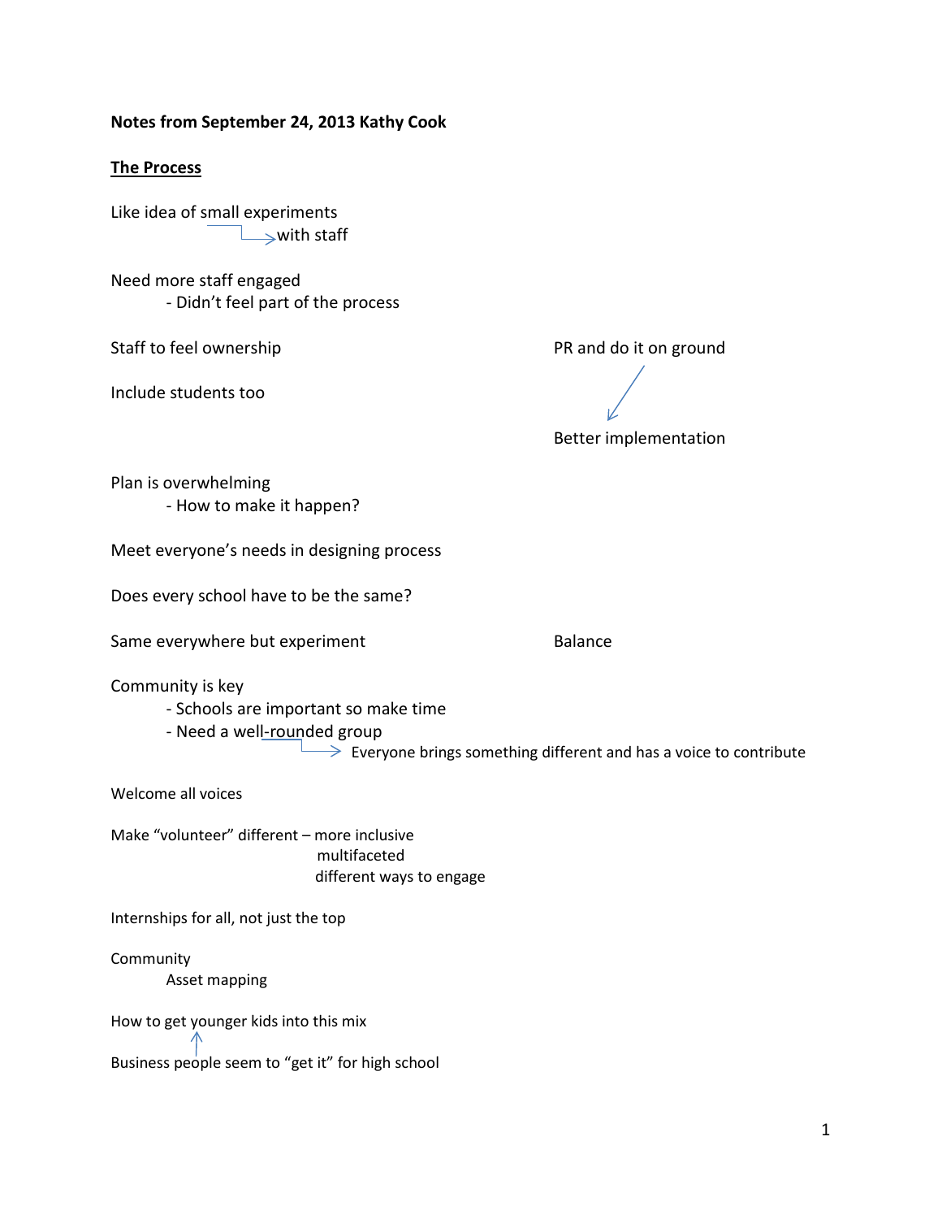**Notes from September 24, 2013 Kathy Cook**

**<u>The Process</u>**

Like idea of small experiments
→ with staff

Need more staff engaged
- Didn't feel part of the process

Staff to feel ownership

PR and do it on ground
↓
Better implementation

Include students too

Plan is overwhelming
- How to make it happen?

Meet everyone's needs in designing process

Does every school have to be the same?

Same everywhere but experiment

Balance

Community is key
- Schools are important so make time
- Need a well-rounded group
  → Everyone brings something different and has a voice to contribute

Welcome all voices

Make "volunteer" different – more inclusive
multifaceted
different ways to engage

Internships for all, not just the top

Community
Asset mapping

How to get younger kids into this mix
↑
Business people seem to "get it" for high school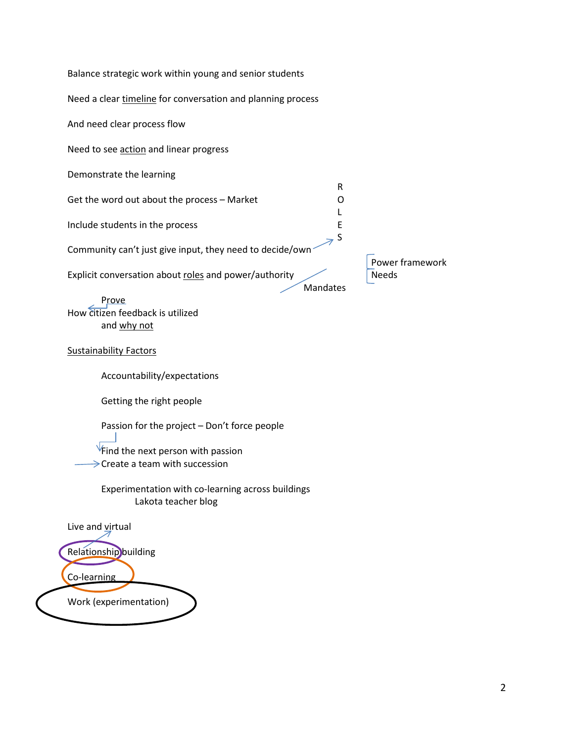Balance strategic work within young and senior students

Need a clear timeline for conversation and planning process

And need clear process flow

Need to see action and linear progress

Demonstrate the learning

Get the word out about the process – Market

Include students in the process

Community can't just give input, they need to decide/own → ROLES

Explicit conversation about roles and power/authority

Mandates

Power framework
Needs

How citizen feedback is utilized (Prove)
and why not

Sustainability Factors

- Accountability/expectations
- Getting the right people
- Passion for the project – Don't force people
- Find the next person with passion
- Create a team with succession
- Experimentation with co-learning across buildings
  - Lakota teacher blog

Live and virtual

Relationship building

Co-learning

Work (experimentation)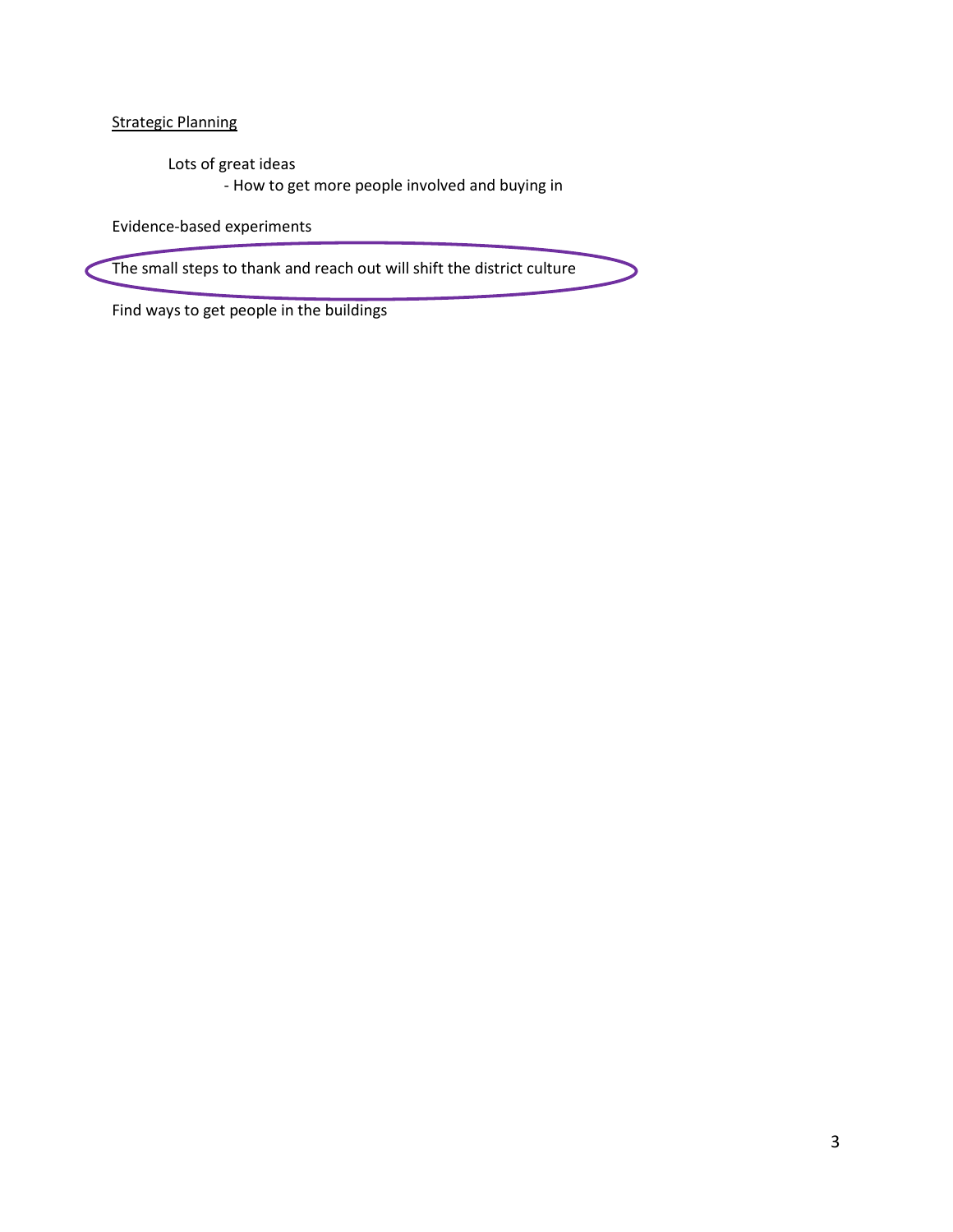Strategic Planning

Lots of great ideas
- How to get more people involved and buying in

Evidence-based experiments

The small steps to thank and reach out will shift the district culture

Find ways to get people in the buildings